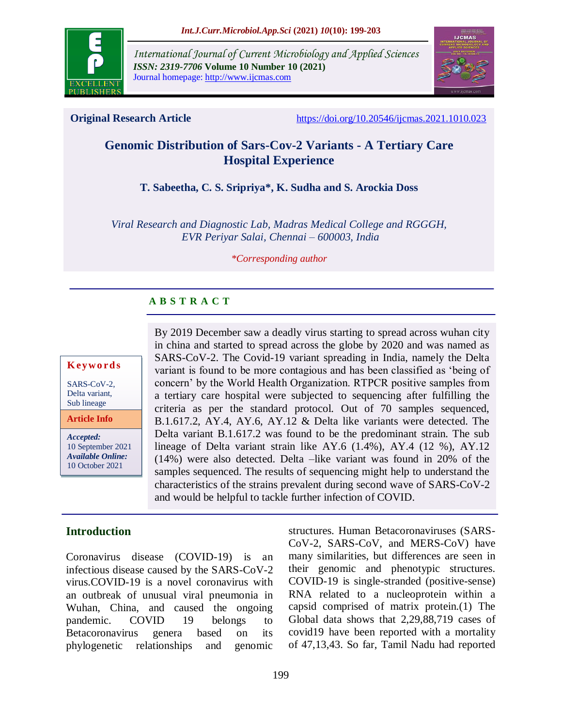**Original Research Article** https://doi.org/10.20546/ijcmas.2021.1010.023

# Genomic Distribution of Sars-Cov-2 Variants - A Tertiary Care Hospital Experience

**T. Sabeetha, C. S. Sripriya\*, K. Sudha and S. Arockia Doss**

*Viral Research and Diagnostic Lab, Madras Medical College and RGGGH, EVR Periyar Salai, Chennai – 600003, India*

*\*Corresponding author*

## ABSTRACT

By 2019 December saw a deadly virus starting to spread across wuhan city in china and started to spread across the globe by 2020 and was named as SARS-CoV-2. The Covid-19 variant spreading in India, namely the Delta variant is found to be more contagious and has been classified as 'being of concern' by the World Health Organization. RTPCR positive samples from a tertiary care hospital were subjected to sequencing after fulfilling the criteria as per the standard protocol. Out of 70 samples sequenced, B.1.617.2, AY.4, AY.6, AY.12 & Delta like variants were detected. The Delta variant B.1.617.2 was found to be the predominant strain. The sub lineage of Delta variant strain like AY.6 (1.4%), AY.4 (12 %), AY.12 (14%) were also detected. Delta –like variant was found in 20% of the samples sequenced. The results of sequencing might help to understand the characteristics of the strains prevalent during second wave of SARS-CoV-2 and would be helpful to tackle further infection of COVID.

**Keywords**

SARS-CoV-2, Delta variant, Sub lineage

**Article Info**

***Accepted:*** 10 September 2021
***Available Online:*** 10 October 2021

## Introduction

Coronavirus disease (COVID-19) is an infectious disease caused by the SARS-CoV-2 virus.COVID-19 is a novel coronavirus with an outbreak of unusual viral pneumonia in Wuhan, China, and caused the ongoing pandemic. COVID 19 belongs to Betacoronavirus genera based on its phylogenetic relationships and genomic structures. Human Betacoronaviruses (SARS-CoV-2, SARS-CoV, and MERS-CoV) have many similarities, but differences are seen in their genomic and phenotypic structures. COVID-19 is single-stranded (positive-sense) RNA related to a nucleoprotein within a capsid comprised of matrix protein.(1) The Global data shows that 2,29,88,719 cases of covid19 have been reported with a mortality of 47,13,43. So far, Tamil Nadu had reported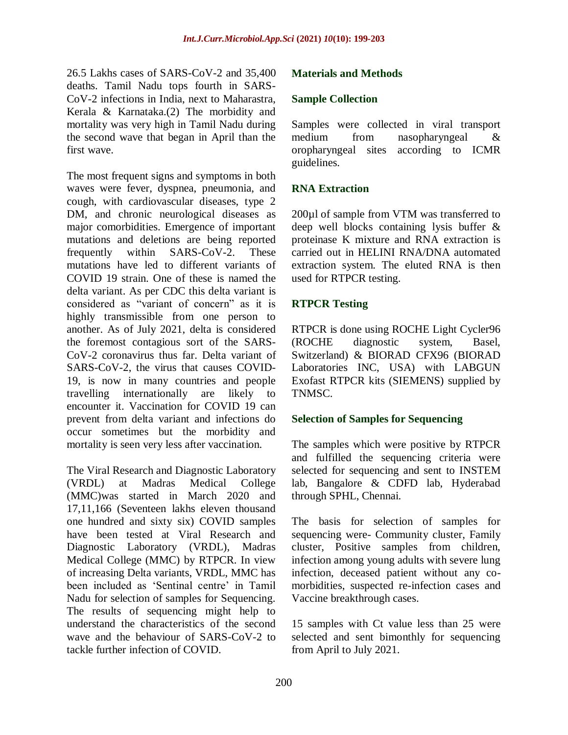26.5 Lakhs cases of SARS-CoV-2 and 35,400 deaths. Tamil Nadu tops fourth in SARS-CoV-2 infections in India, next to Maharastra, Kerala & Karnataka.(2) The morbidity and mortality was very high in Tamil Nadu during the second wave that began in April than the first wave.

The most frequent signs and symptoms in both waves were fever, dyspnea, pneumonia, and cough, with cardiovascular diseases, type 2 DM, and chronic neurological diseases as major comorbidities. Emergence of important mutations and deletions are being reported frequently within SARS-CoV-2. These mutations have led to different variants of COVID 19 strain. One of these is named the delta variant. As per CDC this delta variant is considered as "variant of concern" as it is highly transmissible from one person to another. As of July 2021, delta is considered the foremost contagious sort of the SARS-CoV-2 coronavirus thus far. Delta variant of SARS-CoV-2, the virus that causes COVID-19, is now in many countries and people travelling internationally are likely to encounter it. Vaccination for COVID 19 can prevent from delta variant and infections do occur sometimes but the morbidity and mortality is seen very less after vaccination.

The Viral Research and Diagnostic Laboratory (VRDL) at Madras Medical College (MMC)was started in March 2020 and 17,11,166 (Seventeen lakhs eleven thousand one hundred and sixty six) COVID samples have been tested at Viral Research and Diagnostic Laboratory (VRDL), Madras Medical College (MMC) by RTPCR. In view of increasing Delta variants, VRDL, MMC has been included as 'Sentinal centre' in Tamil Nadu for selection of samples for Sequencing. The results of sequencing might help to understand the characteristics of the second wave and the behaviour of SARS-CoV-2 to tackle further infection of COVID.

## Materials and Methods

### Sample Collection

Samples were collected in viral transport medium from nasopharyngeal & oropharyngeal sites according to ICMR guidelines.

### RNA Extraction

200µl of sample from VTM was transferred to deep well blocks containing lysis buffer & proteinase K mixture and RNA extraction is carried out in HELINI RNA/DNA automated extraction system. The eluted RNA is then used for RTPCR testing.

### RTPCR Testing

RTPCR is done using ROCHE Light Cycler96 (ROCHE diagnostic system, Basel, Switzerland) & BIORAD CFX96 (BIORAD Laboratories INC, USA) with LABGUN Exofast RTPCR kits (SIEMENS) supplied by TNMSC.

### Selection of Samples for Sequencing

The samples which were positive by RTPCR and fulfilled the sequencing criteria were selected for sequencing and sent to INSTEM lab, Bangalore & CDFD lab, Hyderabad through SPHL, Chennai.

The basis for selection of samples for sequencing were- Community cluster, Family cluster, Positive samples from children, infection among young adults with severe lung infection, deceased patient without any co-morbidities, suspected re-infection cases and Vaccine breakthrough cases.

15 samples with Ct value less than 25 were selected and sent bimonthly for sequencing from April to July 2021.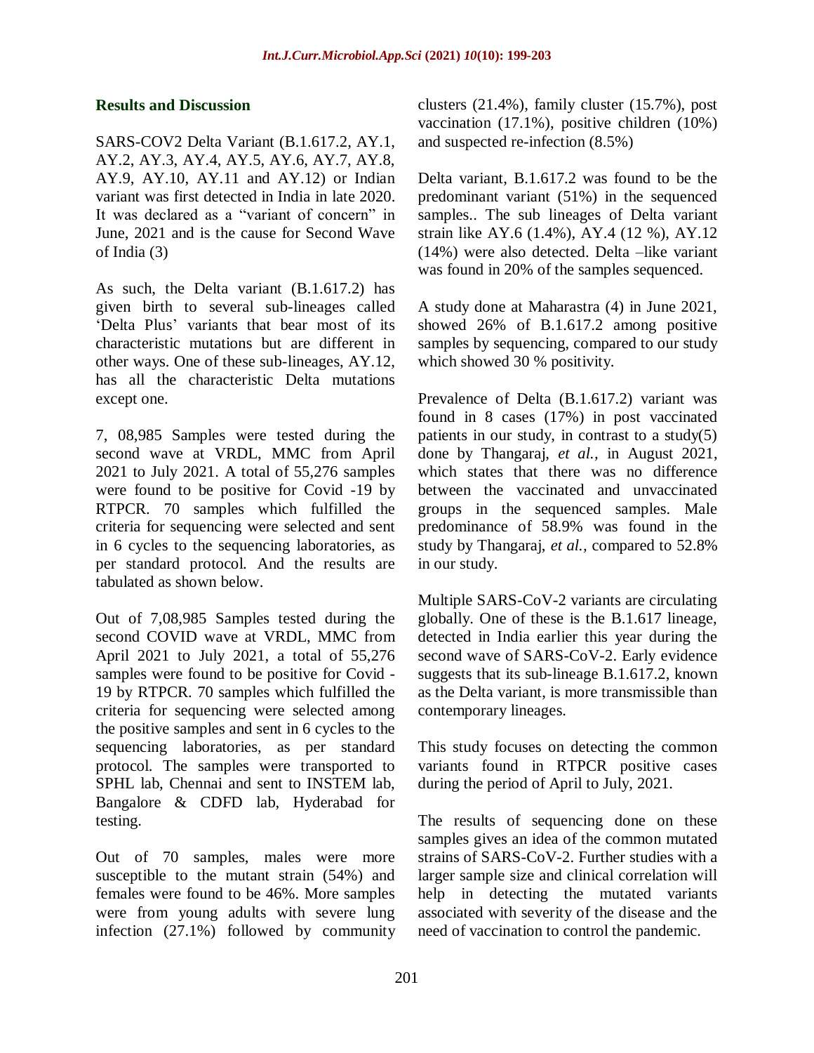## Results and Discussion

SARS-COV2 Delta Variant (B.1.617.2, AY.1, AY.2, AY.3, AY.4, AY.5, AY.6, AY.7, AY.8, AY.9, AY.10, AY.11 and AY.12) or Indian variant was first detected in India in late 2020. It was declared as a "variant of concern" in June, 2021 and is the cause for Second Wave of India (3)

As such, the Delta variant (B.1.617.2) has given birth to several sub-lineages called 'Delta Plus' variants that bear most of its characteristic mutations but are different in other ways. One of these sub-lineages, AY.12, has all the characteristic Delta mutations except one.

7, 08,985 Samples were tested during the second wave at VRDL, MMC from April 2021 to July 2021. A total of 55,276 samples were found to be positive for Covid -19 by RTPCR. 70 samples which fulfilled the criteria for sequencing were selected and sent in 6 cycles to the sequencing laboratories, as per standard protocol. And the results are tabulated as shown below.

Out of 7,08,985 Samples tested during the second COVID wave at VRDL, MMC from April 2021 to July 2021, a total of 55,276 samples were found to be positive for Covid - 19 by RTPCR. 70 samples which fulfilled the criteria for sequencing were selected among the positive samples and sent in 6 cycles to the sequencing laboratories, as per standard protocol. The samples were transported to SPHL lab, Chennai and sent to INSTEM lab, Bangalore & CDFD lab, Hyderabad for testing.

Out of 70 samples, males were more susceptible to the mutant strain (54%) and females were found to be 46%. More samples were from young adults with severe lung infection (27.1%) followed by community clusters (21.4%), family cluster (15.7%), post vaccination (17.1%), positive children (10%) and suspected re-infection (8.5%)

Delta variant, B.1.617.2 was found to be the predominant variant (51%) in the sequenced samples.. The sub lineages of Delta variant strain like AY.6 (1.4%), AY.4 (12 %), AY.12 (14%) were also detected. Delta –like variant was found in 20% of the samples sequenced.

A study done at Maharastra (4) in June 2021, showed 26% of B.1.617.2 among positive samples by sequencing, compared to our study which showed 30 % positivity.

Prevalence of Delta (B.1.617.2) variant was found in 8 cases (17%) in post vaccinated patients in our study, in contrast to a study(5) done by Thangaraj, *et al.*, in August 2021, which states that there was no difference between the vaccinated and unvaccinated groups in the sequenced samples. Male predominance of 58.9% was found in the study by Thangaraj, *et al.*, compared to 52.8% in our study.

Multiple SARS-CoV-2 variants are circulating globally. One of these is the B.1.617 lineage, detected in India earlier this year during the second wave of SARS-CoV-2. Early evidence suggests that its sub-lineage B.1.617.2, known as the Delta variant, is more transmissible than contemporary lineages.

This study focuses on detecting the common variants found in RTPCR positive cases during the period of April to July, 2021.

The results of sequencing done on these samples gives an idea of the common mutated strains of SARS-CoV-2. Further studies with a larger sample size and clinical correlation will help in detecting the mutated variants associated with severity of the disease and the need of vaccination to control the pandemic.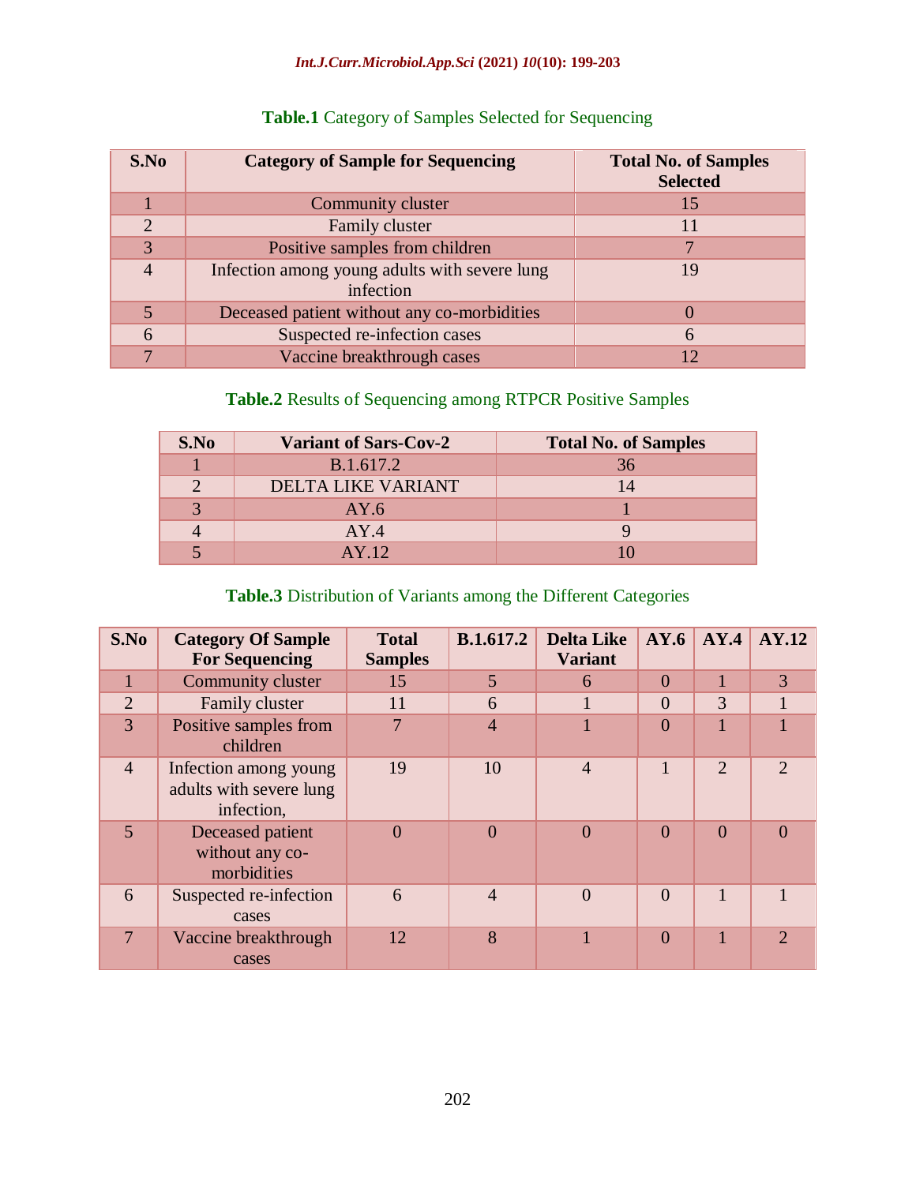**Table.1** Category of Samples Selected for Sequencing

| S.No | Category of Sample for Sequencing | Total No. of Samples Selected |
|---|---|---|
| 1 | Community cluster | 15 |
| 2 | Family cluster | 11 |
| 3 | Positive samples from children | 7 |
| 4 | Infection among young adults with severe lung infection | 19 |
| 5 | Deceased patient without any co-morbidities | 0 |
| 6 | Suspected re-infection cases | 6 |
| 7 | Vaccine breakthrough cases | 12 |

**Table.2** Results of Sequencing among RTPCR Positive Samples

| S.No | Variant of Sars-Cov-2 | Total No. of Samples |
|---|---|---|
| 1 | B.1.617.2 | 36 |
| 2 | DELTA LIKE VARIANT | 14 |
| 3 | AY.6 | 1 |
| 4 | AY.4 | 9 |
| 5 | AY.12 | 10 |

**Table.3** Distribution of Variants among the Different Categories

| S.No | Category Of Sample For Sequencing | Total Samples | B.1.617.2 | Delta Like Variant | AY.6 | AY.4 | AY.12 |
|---|---|---|---|---|---|---|---|
| 1 | Community cluster | 15 | 5 | 6 | 0 | 1 | 3 |
| 2 | Family cluster | 11 | 6 | 1 | 0 | 3 | 1 |
| 3 | Positive samples from children | 7 | 4 | 1 | 0 | 1 | 1 |
| 4 | Infection among young adults with severe lung infection, | 19 | 10 | 4 | 1 | 2 | 2 |
| 5 | Deceased patient without any co-morbidities | 0 | 0 | 0 | 0 | 0 | 0 |
| 6 | Suspected re-infection cases | 6 | 4 | 0 | 0 | 1 | 1 |
| 7 | Vaccine breakthrough cases | 12 | 8 | 1 | 0 | 1 | 2 |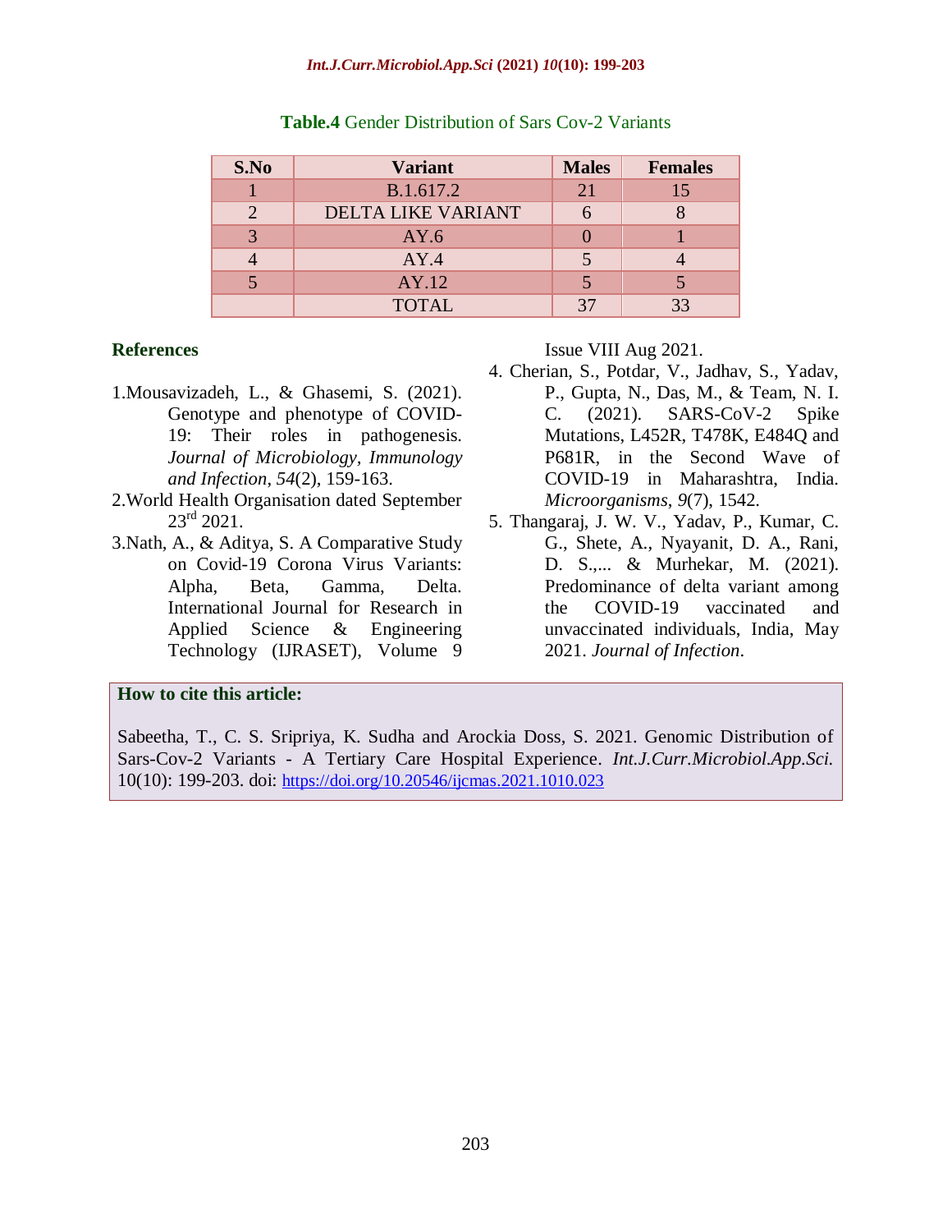**Table.4** Gender Distribution of Sars Cov-2 Variants

| S.No | Variant | Males | Females |
|---|---|---|---|
| 1 | B.1.617.2 | 21 | 15 |
| 2 | DELTA LIKE VARIANT | 6 | 8 |
| 3 | AY.6 | 0 | 1 |
| 4 | AY.4 | 5 | 4 |
| 5 | AY.12 | 5 | 5 |
| | TOTAL | 37 | 33 |

## References

1. Mousavizadeh, L., & Ghasemi, S. (2021). Genotype and phenotype of COVID-19: Their roles in pathogenesis. *Journal of Microbiology, Immunology and Infection*, *54*(2), 159-163.
2. World Health Organisation dated September 23rd 2021.
3. Nath, A., & Aditya, S. A Comparative Study on Covid-19 Corona Virus Variants: Alpha, Beta, Gamma, Delta. International Journal for Research in Applied Science & Engineering Technology (IJRASET), Volume 9 Issue VIII Aug 2021.
4. Cherian, S., Potdar, V., Jadhav, S., Yadav, P., Gupta, N., Das, M., & Team, N. I. C. (2021). SARS-CoV-2 Spike Mutations, L452R, T478K, E484Q and P681R, in the Second Wave of COVID-19 in Maharashtra, India. *Microorganisms*, *9*(7), 1542.
5. Thangaraj, J. W. V., Yadav, P., Kumar, C. G., Shete, A., Nyayanit, D. A., Rani, D. S.,... & Murhekar, M. (2021). Predominance of delta variant among the COVID-19 vaccinated and unvaccinated individuals, India, May 2021. *Journal of Infection*.

**How to cite this article:**

Sabeetha, T., C. S. Sripriya, K. Sudha and Arockia Doss, S. 2021. Genomic Distribution of Sars-Cov-2 Variants - A Tertiary Care Hospital Experience. *Int.J.Curr.Microbiol.App.Sci.* 10(10): 199-203. doi: https://doi.org/10.20546/ijcmas.2021.1010.023